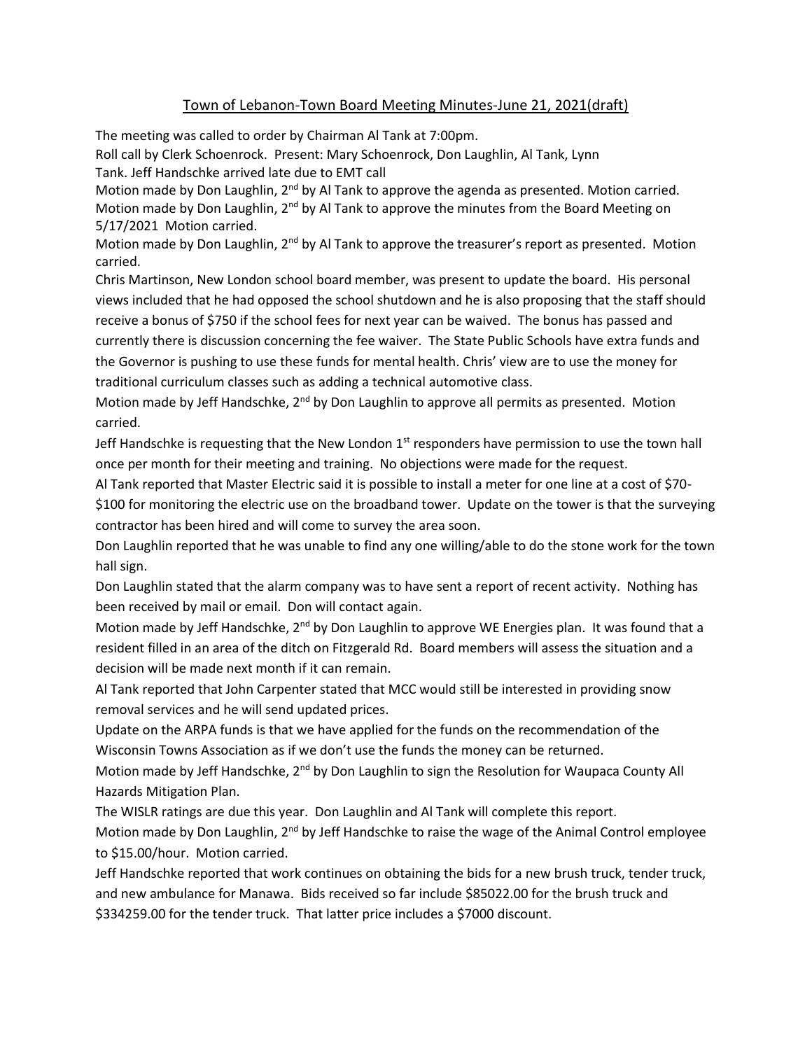# Town of Lebanon-Town Board Meeting Minutes-June 21, 2021(draft)

The meeting was called to order by Chairman Al Tank at 7:00pm.

Roll call by Clerk Schoenrock. Present: Mary Schoenrock, Don Laughlin, Al Tank, Lynn Tank. Jeff Handschke arrived late due to EMT call

Motion made by Don Laughlin, 2nd by Al Tank to approve the agenda as presented. Motion carried.

Motion made by Don Laughlin, 2nd by Al Tank to approve the minutes from the Board Meeting on 5/17/2021 Motion carried.

Motion made by Don Laughlin, 2nd by Al Tank to approve the treasurer's report as presented. Motion carried.

Chris Martinson, New London school board member, was present to update the board. His personal views included that he had opposed the school shutdown and he is also proposing that the staff should receive a bonus of $750 if the school fees for next year can be waived. The bonus has passed and currently there is discussion concerning the fee waiver. The State Public Schools have extra funds and the Governor is pushing to use these funds for mental health. Chris' view are to use the money for traditional curriculum classes such as adding a technical automotive class.

Motion made by Jeff Handschke, 2nd by Don Laughlin to approve all permits as presented. Motion carried.

Jeff Handschke is requesting that the New London 1st responders have permission to use the town hall once per month for their meeting and training. No objections were made for the request.

Al Tank reported that Master Electric said it is possible to install a meter for one line at a cost of $70-$100 for monitoring the electric use on the broadband tower. Update on the tower is that the surveying contractor has been hired and will come to survey the area soon.

Don Laughlin reported that he was unable to find any one willing/able to do the stone work for the town hall sign.

Don Laughlin stated that the alarm company was to have sent a report of recent activity. Nothing has been received by mail or email. Don will contact again.

Motion made by Jeff Handschke, 2nd by Don Laughlin to approve WE Energies plan. It was found that a resident filled in an area of the ditch on Fitzgerald Rd. Board members will assess the situation and a decision will be made next month if it can remain.

Al Tank reported that John Carpenter stated that MCC would still be interested in providing snow removal services and he will send updated prices.

Update on the ARPA funds is that we have applied for the funds on the recommendation of the Wisconsin Towns Association as if we don't use the funds the money can be returned.

Motion made by Jeff Handschke, 2nd by Don Laughlin to sign the Resolution for Waupaca County All Hazards Mitigation Plan.

The WISLR ratings are due this year. Don Laughlin and Al Tank will complete this report.

Motion made by Don Laughlin, 2nd by Jeff Handschke to raise the wage of the Animal Control employee to $15.00/hour. Motion carried.

Jeff Handschke reported that work continues on obtaining the bids for a new brush truck, tender truck, and new ambulance for Manawa. Bids received so far include $85022.00 for the brush truck and $334259.00 for the tender truck. That latter price includes a $7000 discount.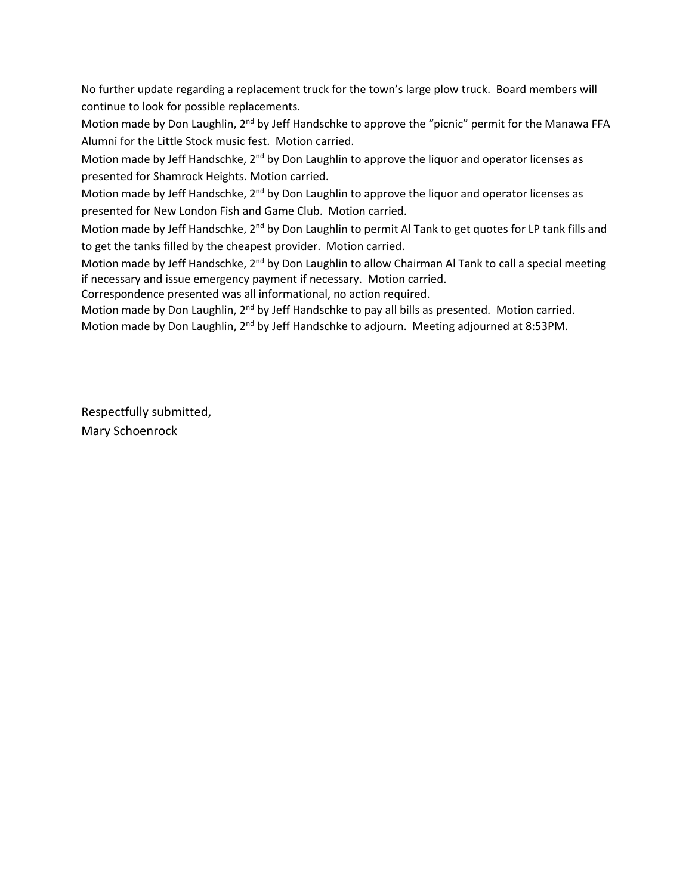No further update regarding a replacement truck for the town's large plow truck. Board members will continue to look for possible replacements.

Motion made by Don Laughlin, 2nd by Jeff Handschke to approve the "picnic" permit for the Manawa FFA Alumni for the Little Stock music fest. Motion carried.

Motion made by Jeff Handschke, 2nd by Don Laughlin to approve the liquor and operator licenses as presented for Shamrock Heights. Motion carried.

Motion made by Jeff Handschke, 2nd by Don Laughlin to approve the liquor and operator licenses as presented for New London Fish and Game Club. Motion carried.

Motion made by Jeff Handschke, 2nd by Don Laughlin to permit Al Tank to get quotes for LP tank fills and to get the tanks filled by the cheapest provider. Motion carried.

Motion made by Jeff Handschke, 2nd by Don Laughlin to allow Chairman Al Tank to call a special meeting if necessary and issue emergency payment if necessary. Motion carried.

Correspondence presented was all informational, no action required.

Motion made by Don Laughlin, 2nd by Jeff Handschke to pay all bills as presented. Motion carried.

Motion made by Don Laughlin, 2nd by Jeff Handschke to adjourn. Meeting adjourned at 8:53PM.

Respectfully submitted,
Mary Schoenrock